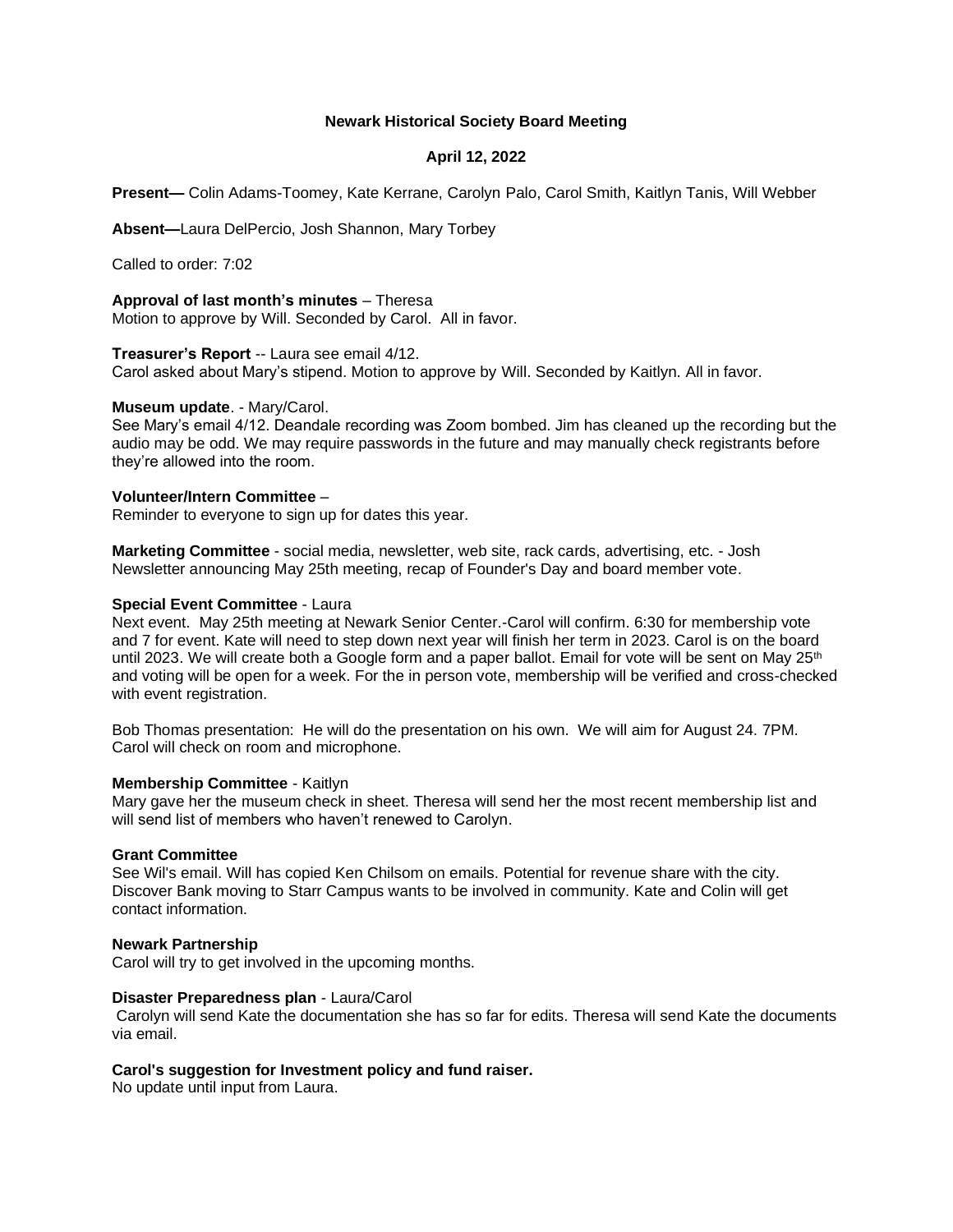# Newark Historical Society Board Meeting

## April 12, 2022

**Present—** Colin Adams-Toomey, Kate Kerrane, Carolyn Palo, Carol Smith, Kaitlyn Tanis, Will Webber

**Absent—**Laura DelPercio, Josh Shannon, Mary Torbey

Called to order: 7:02

**Approval of last month's minutes** – Theresa
Motion to approve by Will. Seconded by Carol. All in favor.

**Treasurer's Report** -- Laura see email 4/12.
Carol asked about Mary's stipend. Motion to approve by Will. Seconded by Kaitlyn. All in favor.

**Museum update**. - Mary/Carol.
See Mary's email 4/12. Deandale recording was Zoom bombed. Jim has cleaned up the recording but the audio may be odd. We may require passwords in the future and may manually check registrants before they're allowed into the room.

**Volunteer/Intern Committee** –
Reminder to everyone to sign up for dates this year.

**Marketing Committee** - social media, newsletter, web site, rack cards, advertising, etc. - Josh
Newsletter announcing May 25th meeting, recap of Founder's Day and board member vote.

**Special Event Committee** - Laura
Next event. May 25th meeting at Newark Senior Center.-Carol will confirm. 6:30 for membership vote and 7 for event. Kate will need to step down next year will finish her term in 2023. Carol is on the board until 2023. We will create both a Google form and a paper ballot. Email for vote will be sent on May 25th and voting will be open for a week. For the in person vote, membership will be verified and cross-checked with event registration.

Bob Thomas presentation: He will do the presentation on his own. We will aim for August 24. 7PM. Carol will check on room and microphone.

**Membership Committee** - Kaitlyn
Mary gave her the museum check in sheet. Theresa will send her the most recent membership list and will send list of members who haven't renewed to Carolyn.

**Grant Committee**
See Wil's email. Will has copied Ken Chilsom on emails. Potential for revenue share with the city. Discover Bank moving to Starr Campus wants to be involved in community. Kate and Colin will get contact information.

**Newark Partnership**
Carol will try to get involved in the upcoming months.

**Disaster Preparedness plan** - Laura/Carol
Carolyn will send Kate the documentation she has so far for edits. Theresa will send Kate the documents via email.

**Carol's suggestion for Investment policy and fund raiser.**
No update until input from Laura.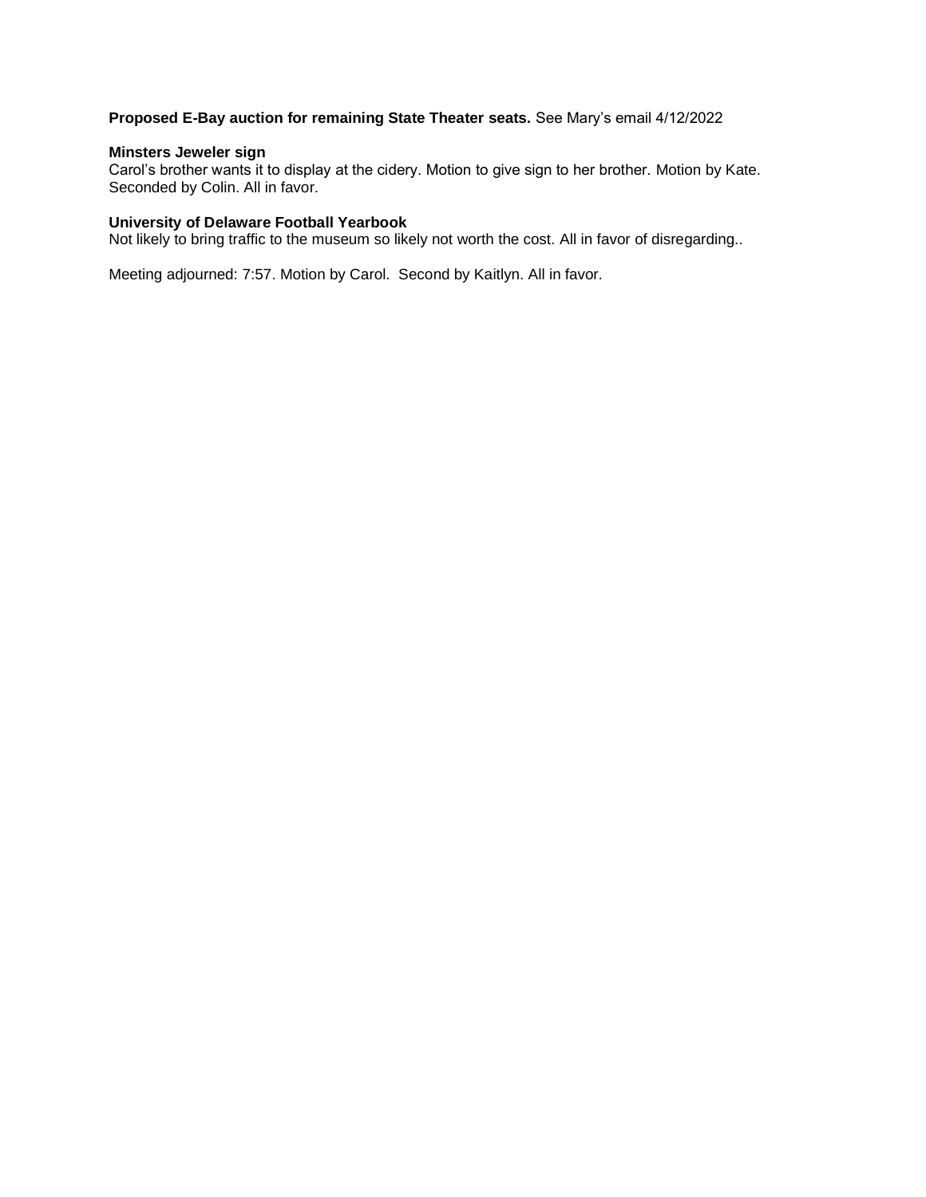**Proposed E-Bay auction for remaining State Theater seats.** See Mary's email 4/12/2022

**Minsters Jeweler sign**
Carol's brother wants it to display at the cidery. Motion to give sign to her brother. Motion by Kate. Seconded by Colin. All in favor.

**University of Delaware Football Yearbook**
Not likely to bring traffic to the museum so likely not worth the cost. All in favor of disregarding..

Meeting adjourned: 7:57. Motion by Carol. Second by Kaitlyn. All in favor.